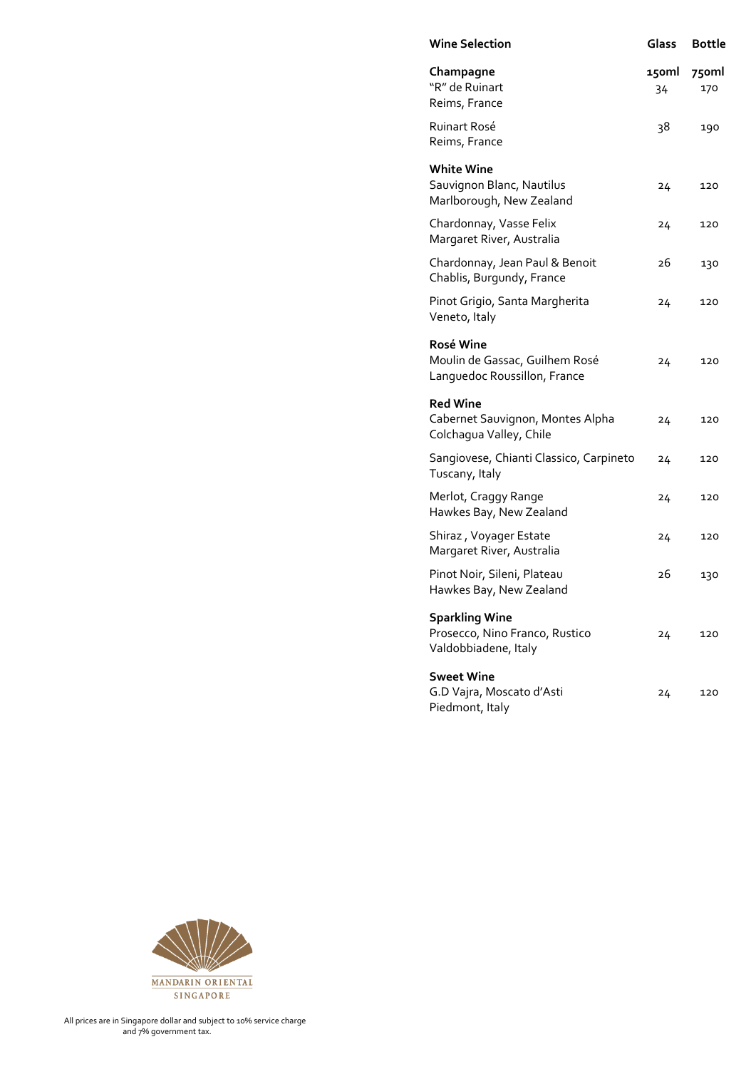| Wine Selection | Glass | Bottle |
|---|---|---|
| **Champagne** | **150ml** | **750ml** |
| "R" de Ruinart<br>Reims, France | 34 | 170 |
| Ruinart Rosé<br>Reims, France | 38 | 190 |
| **White Wine** | | |
| Sauvignon Blanc, Nautilus<br>Marlborough, New Zealand | 24 | 120 |
| Chardonnay, Vasse Felix<br>Margaret River, Australia | 24 | 120 |
| Chardonnay, Jean Paul & Benoit<br>Chablis, Burgundy, France | 26 | 130 |
| Pinot Grigio, Santa Margherita<br>Veneto, Italy | 24 | 120 |
| **Rosé Wine** | | |
| Moulin de Gassac, Guilhem Rosé<br>Languedoc Roussillon, France | 24 | 120 |
| **Red Wine** | | |
| Cabernet Sauvignon, Montes Alpha<br>Colchagua Valley, Chile | 24 | 120 |
| Sangiovese, Chianti Classico, Carpineto<br>Tuscany, Italy | 24 | 120 |
| Merlot, Craggy Range<br>Hawkes Bay, New Zealand | 24 | 120 |
| Shiraz , Voyager Estate<br>Margaret River, Australia | 24 | 120 |
| Pinot Noir, Sileni, Plateau<br>Hawkes Bay, New Zealand | 26 | 130 |
| **Sparkling Wine** | | |
| Prosecco, Nino Franco, Rustico<br>Valdobbiadene, Italy | 24 | 120 |
| **Sweet Wine** | | |
| G.D Vajra, Moscato d'Asti<br>Piedmont, Italy | 24 | 120 |

MANDARIN ORIENTAL
SINGAPORE

All prices are in Singapore dollar and subject to 10% service charge and 7% government tax.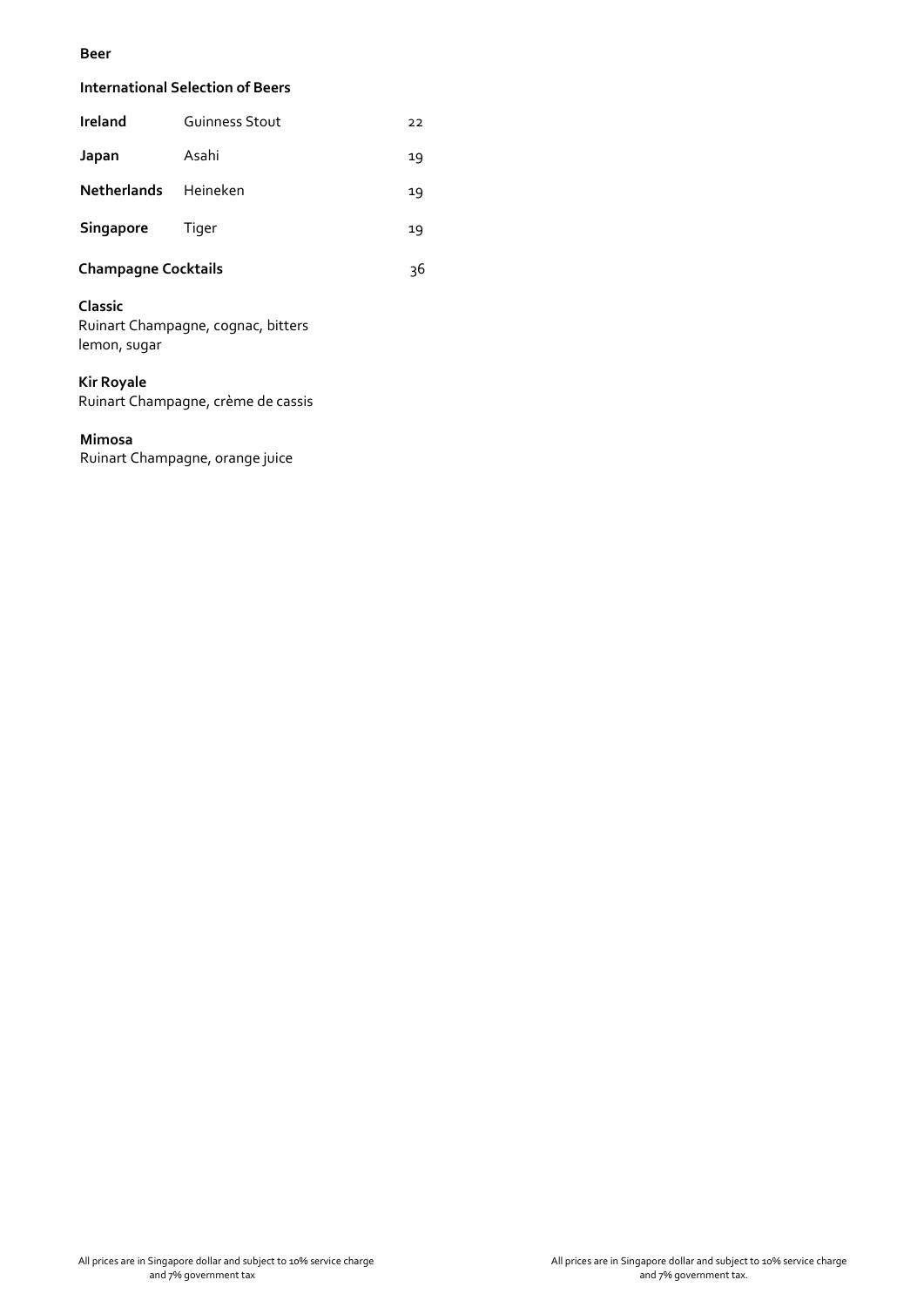## Beer

### International Selection of Beers

| | | |
|---|---|---|
| **Ireland** | Guinness Stout | 22 |
| **Japan** | Asahi | 19 |
| **Netherlands** | Heineken | 19 |
| **Singapore** | Tiger | 19 |

### Champagne Cocktails — 36

**Classic**
Ruinart Champagne, cognac, bitters
lemon, sugar

**Kir Royale**
Ruinart Champagne, crème de cassis

**Mimosa**
Ruinart Champagne, orange juice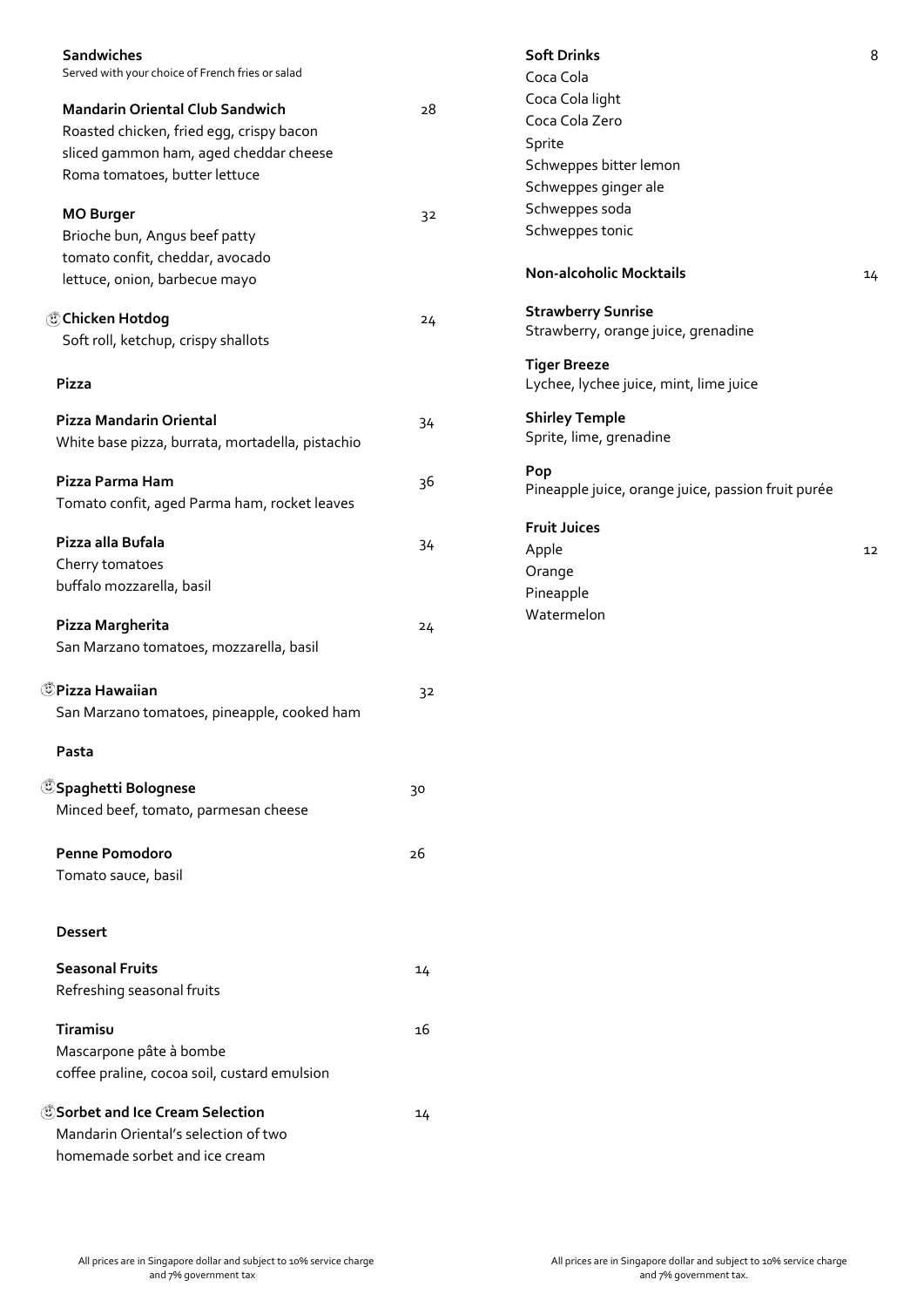## Sandwiches

Served with your choice of French fries or salad

**Mandarin Oriental Club Sandwich** 28
Roasted chicken, fried egg, crispy bacon
sliced gammon ham, aged cheddar cheese
Roma tomatoes, butter lettuce

**MO Burger** 32
Brioche bun, Angus beef patty
tomato confit, cheddar, avocado
lettuce, onion, barbecue mayo

**Chicken Hotdog** 24
Soft roll, ketchup, crispy shallots

## Pizza

**Pizza Mandarin Oriental** 34
White base pizza, burrata, mortadella, pistachio

**Pizza Parma Ham** 36
Tomato confit, aged Parma ham, rocket leaves

**Pizza alla Bufala** 34
Cherry tomatoes
buffalo mozzarella, basil

**Pizza Margherita** 24
San Marzano tomatoes, mozzarella, basil

**Pizza Hawaiian** 32
San Marzano tomatoes, pineapple, cooked ham

## Pasta

**Spaghetti Bolognese** 30
Minced beef, tomato, parmesan cheese

**Penne Pomodoro** 26
Tomato sauce, basil

## Dessert

**Seasonal Fruits** 14
Refreshing seasonal fruits

**Tiramisu** 16
Mascarpone pâte à bombe
coffee praline, cocoa soil, custard emulsion

**Sorbet and Ice Cream Selection** 14
Mandarin Oriental's selection of two
homemade sorbet and ice cream

All prices are in Singapore dollar and subject to 10% service charge and 7% government tax

## Soft Drinks 8

Coca Cola
Coca Cola light
Coca Cola Zero
Sprite
Schweppes bitter lemon
Schweppes ginger ale
Schweppes soda
Schweppes tonic

## Non-alcoholic Mocktails 14

**Strawberry Sunrise**
Strawberry, orange juice, grenadine

**Tiger Breeze**
Lychee, lychee juice, mint, lime juice

**Shirley Temple**
Sprite, lime, grenadine

**Pop**
Pineapple juice, orange juice, passion fruit purée

## Fruit Juices 12

Apple
Orange
Pineapple
Watermelon

All prices are in Singapore dollar and subject to 10% service charge and 7% government tax.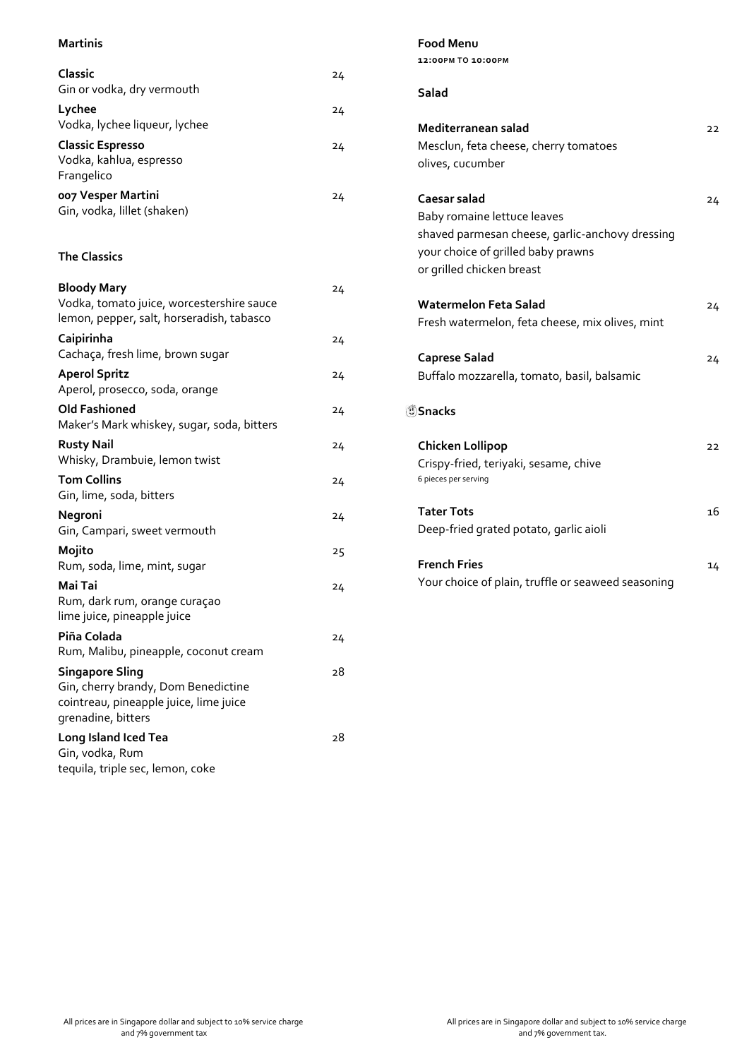## Martinis

**Classic** 24
Gin or vodka, dry vermouth

**Lychee** 24
Vodka, lychee liqueur, lychee

**Classic Espresso** 24
Vodka, kahlua, espresso
Frangelico

**007 Vesper Martini** 24
Gin, vodka, lillet (shaken)

## The Classics

**Bloody Mary** 24
Vodka, tomato juice, worcestershire sauce
lemon, pepper, salt, horseradish, tabasco

**Caipirinha** 24
Cachaça, fresh lime, brown sugar

**Aperol Spritz** 24
Aperol, prosecco, soda, orange

**Old Fashioned** 24
Maker's Mark whiskey, sugar, soda, bitters

**Rusty Nail** 24
Whisky, Drambuie, lemon twist

**Tom Collins** 24
Gin, lime, soda, bitters

**Negroni** 24
Gin, Campari, sweet vermouth

**Mojito** 25
Rum, soda, lime, mint, sugar

**Mai Tai** 24
Rum, dark rum, orange curaçao
lime juice, pineapple juice

**Piña Colada** 24
Rum, Malibu, pineapple, coconut cream

**Singapore Sling** 28
Gin, cherry brandy, Dom Benedictine
cointreau, pineapple juice, lime juice
grenadine, bitters

**Long Island Iced Tea** 28
Gin, vodka, Rum
tequila, triple sec, lemon, coke

All prices are in Singapore dollar and subject to 10% service charge and 7% government tax

## Food Menu

**12:00PM TO 10:00PM**

### Salad

**Mediterranean salad** 22
Mesclun, feta cheese, cherry tomatoes
olives, cucumber

**Caesar salad** 24
Baby romaine lettuce leaves
shaved parmesan cheese, garlic-anchovy dressing
your choice of grilled baby prawns
or grilled chicken breast

**Watermelon Feta Salad** 24
Fresh watermelon, feta cheese, mix olives, mint

**Caprese Salad** 24
Buffalo mozzarella, tomato, basil, balsamic

### Snacks

**Chicken Lollipop** 22
Crispy-fried, teriyaki, sesame, chive
6 pieces per serving

**Tater Tots** 16
Deep-fried grated potato, garlic aioli

**French Fries** 14
Your choice of plain, truffle or seaweed seasoning

All prices are in Singapore dollar and subject to 10% service charge and 7% government tax.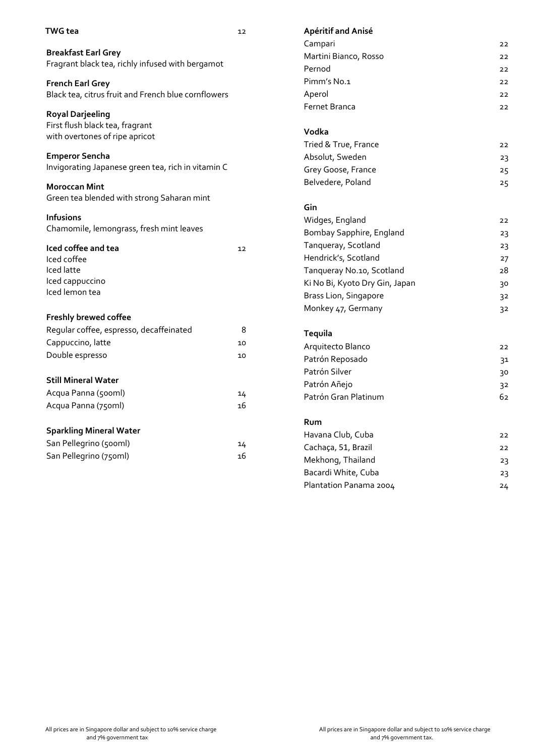**TWG tea** 12

**Breakfast Earl Grey**
Fragrant black tea, richly infused with bergamot

**French Earl Grey**
Black tea, citrus fruit and French blue cornflowers

**Royal Darjeeling**
First flush black tea, fragrant
with overtones of ripe apricot

**Emperor Sencha**
Invigorating Japanese green tea, rich in vitamin C

**Moroccan Mint**
Green tea blended with strong Saharan mint

**Infusions**
Chamomile, lemongrass, fresh mint leaves

**Iced coffee and tea** 12

Iced coffee
Iced latte
Iced cappuccino
Iced lemon tea

**Freshly brewed coffee**

| | |
|---|---|
| Regular coffee, espresso, decaffeinated | 8 |
| Cappuccino, latte | 10 |
| Double espresso | 10 |

**Still Mineral Water**

| | |
|---|---|
| Acqua Panna (500ml) | 14 |
| Acqua Panna (750ml) | 16 |

**Sparkling Mineral Water**

| | |
|---|---|
| San Pellegrino (500ml) | 14 |
| San Pellegrino (750ml) | 16 |

All prices are in Singapore dollar and subject to 10% service charge and 7% government tax

**Apéritif and Anisé**

| | |
|---|---|
| Campari | 22 |
| Martini Bianco, Rosso | 22 |
| Pernod | 22 |
| Pimm's No.1 | 22 |
| Aperol | 22 |
| Fernet Branca | 22 |

**Vodka**

| | |
|---|---|
| Tried & True, France | 22 |
| Absolut, Sweden | 23 |
| Grey Goose, France | 25 |
| Belvedere, Poland | 25 |

**Gin**

| | |
|---|---|
| Widges, England | 22 |
| Bombay Sapphire, England | 23 |
| Tanqueray, Scotland | 23 |
| Hendrick's, Scotland | 27 |
| Tanqueray No.10, Scotland | 28 |
| Ki No Bi, Kyoto Dry Gin, Japan | 30 |
| Brass Lion, Singapore | 32 |
| Monkey 47, Germany | 32 |

**Tequila**

| | |
|---|---|
| Arquitecto Blanco | 22 |
| Patrón Reposado | 31 |
| Patrón Silver | 30 |
| Patrón Añejo | 32 |
| Patrón Gran Platinum | 62 |

**Rum**

| | |
|---|---|
| Havana Club, Cuba | 22 |
| Cachaça, 51, Brazil | 22 |
| Mekhong, Thailand | 23 |
| Bacardi White, Cuba | 23 |
| Plantation Panama 2004 | 24 |

All prices are in Singapore dollar and subject to 10% service charge and 7% government tax.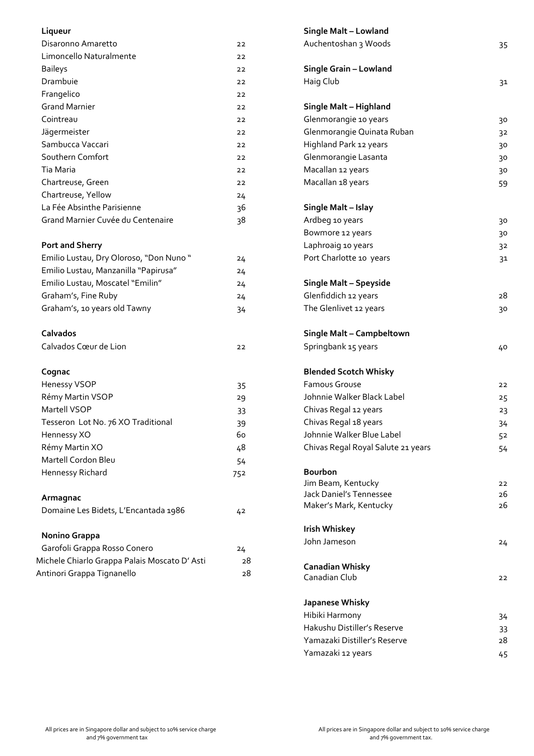**Liqueur**

| | |
|---|---|
| Disaronno Amaretto | 22 |
| Limoncello Naturalmente | 22 |
| Baileys | 22 |
| Drambuie | 22 |
| Frangelico | 22 |
| Grand Marnier | 22 |
| Cointreau | 22 |
| Jägermeister | 22 |
| Sambucca Vaccari | 22 |
| Southern Comfort | 22 |
| Tia Maria | 22 |
| Chartreuse, Green | 22 |
| Chartreuse, Yellow | 24 |
| La Fée Absinthe Parisienne | 36 |
| Grand Marnier Cuvée du Centenaire | 38 |

**Port and Sherry**

| | |
|---|---|
| Emilio Lustau, Dry Oloroso, "Don Nuno " | 24 |
| Emilio Lustau, Manzanilla "Papirusa" | 24 |
| Emilio Lustau, Moscatel "Emilin" | 24 |
| Graham's, Fine Ruby | 24 |
| Graham's, 10 years old Tawny | 34 |

**Calvados**

| | |
|---|---|
| Calvados Cœur de Lion | 22 |

**Cognac**

| | |
|---|---|
| Henessy VSOP | 35 |
| Rémy Martin VSOP | 29 |
| Martell VSOP | 33 |
| Tesseron Lot No. 76 XO Traditional | 39 |
| Hennessy XO | 60 |
| Rémy Martin XO | 48 |
| Martell Cordon Bleu | 54 |
| Hennessy Richard | 752 |

**Armagnac**

| | |
|---|---|
| Domaine Les Bidets, L'Encantada 1986 | 42 |

**Nonino Grappa**

| | |
|---|---|
| Garofoli Grappa Rosso Conero | 24 |
| Michele Chiarlo Grappa Palais Moscato D' Asti | 28 |
| Antinori Grappa Tignanello | 28 |

All prices are in Singapore dollar and subject to 10% service charge and 7% government tax

**Single Malt – Lowland**

| | |
|---|---|
| Auchentoshan 3 Woods | 35 |

**Single Grain – Lowland**

| | |
|---|---|
| Haig Club | 31 |

**Single Malt – Highland**

| | |
|---|---|
| Glenmorangie 10 years | 30 |
| Glenmorangie Quinata Ruban | 32 |
| Highland Park 12 years | 30 |
| Glenmorangie Lasanta | 30 |
| Macallan 12 years | 30 |
| Macallan 18 years | 59 |

**Single Malt – Islay**

| | |
|---|---|
| Ardbeg 10 years | 30 |
| Bowmore 12 years | 30 |
| Laphroaig 10 years | 32 |
| Port Charlotte 10 years | 31 |

**Single Malt – Speyside**

| | |
|---|---|
| Glenfiddich 12 years | 28 |
| The Glenlivet 12 years | 30 |

**Single Malt – Campbeltown**

| | |
|---|---|
| Springbank 15 years | 40 |

**Blended Scotch Whisky**

| | |
|---|---|
| Famous Grouse | 22 |
| Johnnie Walker Black Label | 25 |
| Chivas Regal 12 years | 23 |
| Chivas Regal 18 years | 34 |
| Johnnie Walker Blue Label | 52 |
| Chivas Regal Royal Salute 21 years | 54 |

**Bourbon**

| | |
|---|---|
| Jim Beam, Kentucky | 22 |
| Jack Daniel's Tennessee | 26 |
| Maker's Mark, Kentucky | 26 |

**Irish Whiskey**

| | |
|---|---|
| John Jameson | 24 |

**Canadian Whisky**

| | |
|---|---|
| Canadian Club | 22 |

**Japanese Whisky**

| | |
|---|---|
| Hibiki Harmony | 34 |
| Hakushu Distiller's Reserve | 33 |
| Yamazaki Distiller's Reserve | 28 |
| Yamazaki 12 years | 45 |

All prices are in Singapore dollar and subject to 10% service charge and 7% government tax.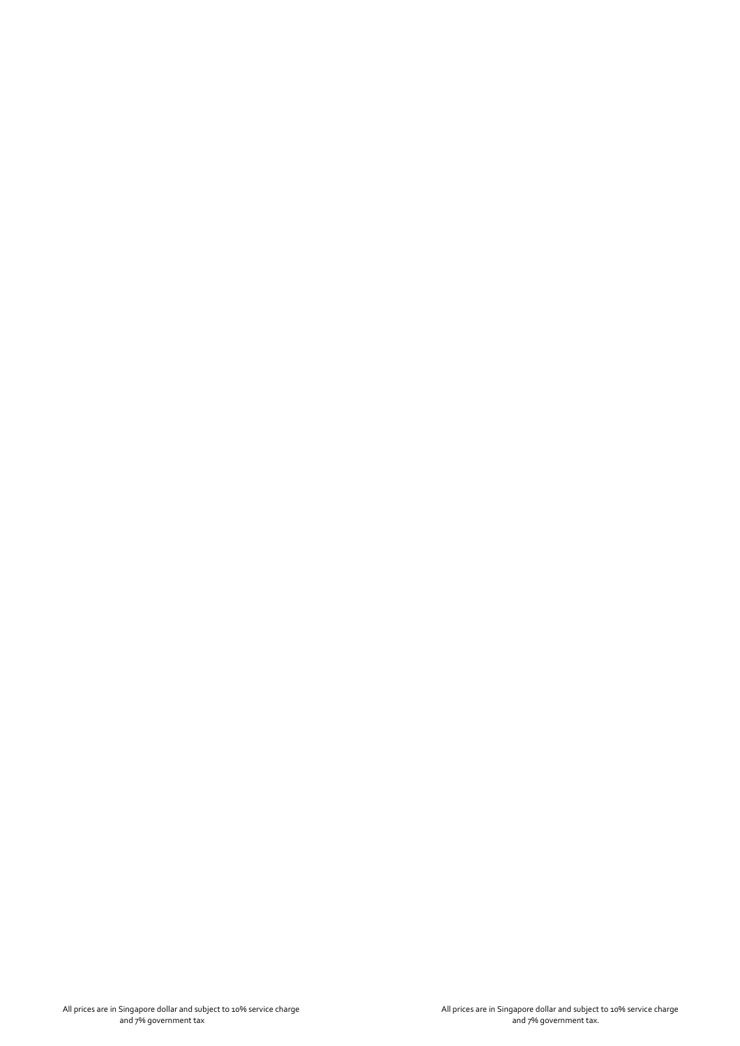All prices are in Singapore dollar and subject to 10% service charge and 7% government tax

All prices are in Singapore dollar and subject to 10% service charge and 7% government tax.